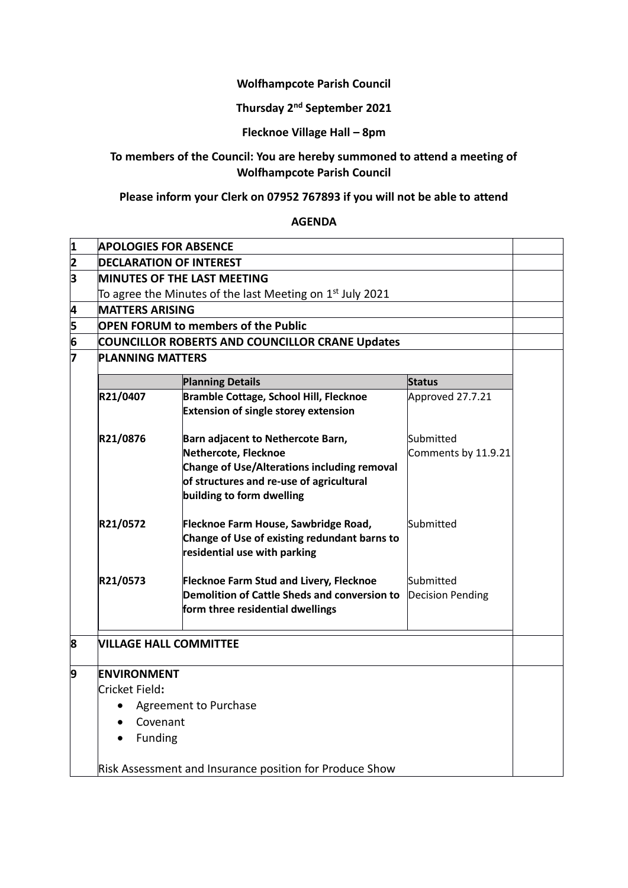**Wolfhampcote Parish Council**

**Thursday 2nd September 2021**

**Flecknoe Village Hall – 8pm**

**To members of the Council: You are hereby summoned to attend a meeting of Wolfhampcote Parish Council**

**Please inform your Clerk on 07952 767893 if you will not be able to attend**

**AGENDA**

| | | |
|---|---|---|
| **1** | **APOLOGIES FOR ABSENCE** | |
| **2** | **DECLARATION OF INTEREST** | |
| **3** | **MINUTES OF THE LAST MEETING**<br>To agree the Minutes of the last Meeting on 1st July 2021 | |
| **4** | **MATTERS ARISING** | |
| **5** | **OPEN FORUM to members of the Public** | |
| **6** | **COUNCILLOR ROBERTS AND COUNCILLOR CRANE Updates** | |
| **7** | **PLANNING MATTERS** | |

| | **Planning Details** | **Status** |
|---|---|---|
| **R21/0407** | **Bramble Cottage, School Hill, Flecknoe**<br>**Extension of single storey extension** | Approved 27.7.21 |
| **R21/0876** | **Barn adjacent to Nethercote Barn, Nethercote, Flecknoe**<br>**Change of Use/Alterations including removal of structures and re-use of agricultural building to form dwelling** | Submitted<br>Comments by 11.9.21 |
| **R21/0572** | **Flecknoe Farm House, Sawbridge Road,**<br>**Change of Use of existing redundant barns to residential use with parking** | Submitted |
| **R21/0573** | **Flecknoe Farm Stud and Livery, Flecknoe**<br>**Demolition of Cattle Sheds and conversion to form three residential dwellings** | Submitted<br>Decision Pending |

| | | |
|---|---|---|
| **8** | **VILLAGE HALL COMMITTEE** | |
| **9** | **ENVIRONMENT**<br>Cricket Field**:**<br>• Agreement to Purchase<br>• Covenant<br>• Funding<br><br>Risk Assessment and Insurance position for Produce Show | |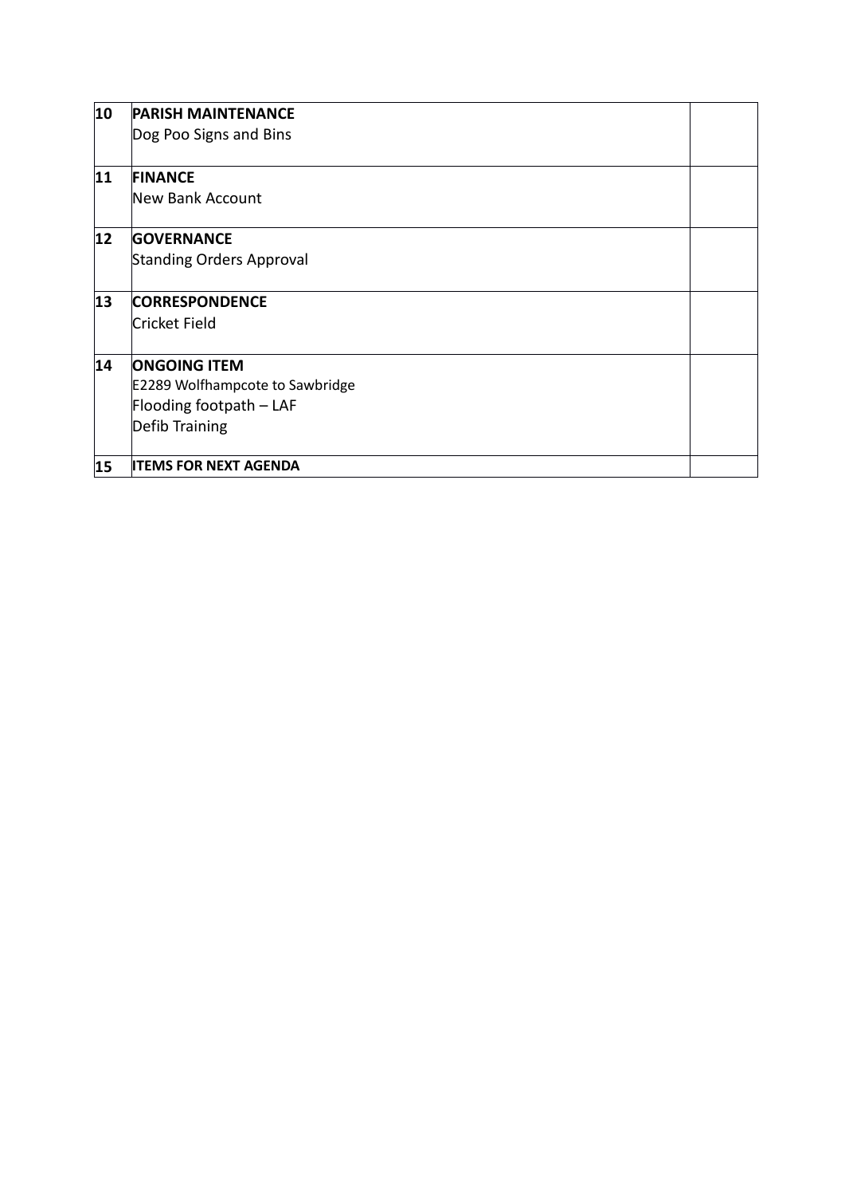| | | |
|---|---|---|
| **10** | **PARISH MAINTENANCE**<br>Dog Poo Signs and Bins | |
| **11** | **FINANCE**<br>New Bank Account | |
| **12** | **GOVERNANCE**<br>Standing Orders Approval | |
| **13** | **CORRESPONDENCE**<br>Cricket Field | |
| **14** | **ONGOING ITEM**<br>E2289 Wolfhampcote to Sawbridge<br>Flooding footpath – LAF<br>Defib Training | |
| **15** | **ITEMS FOR NEXT AGENDA** | |